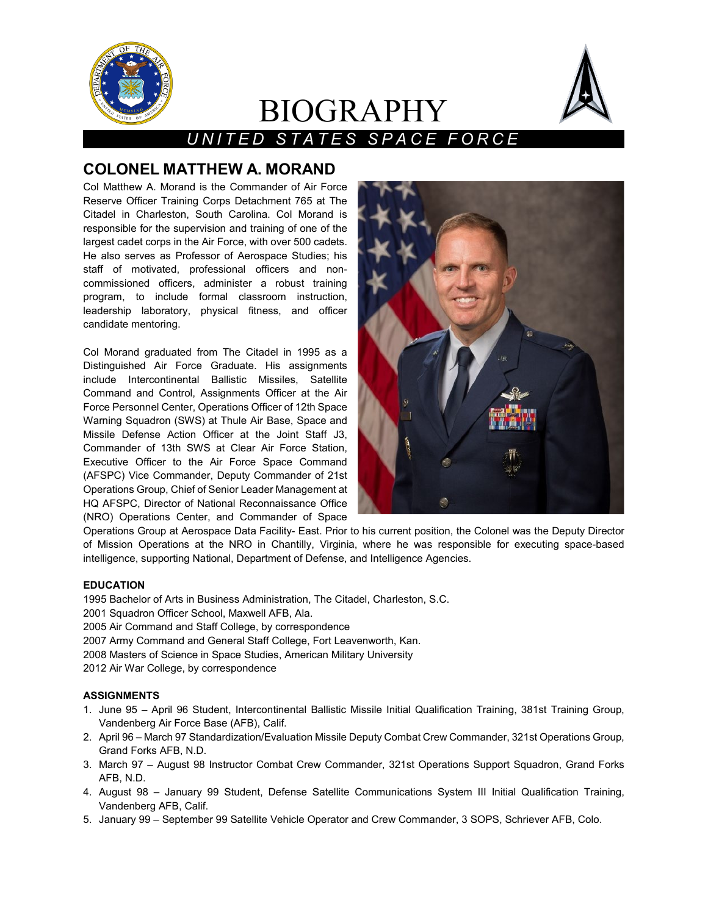# BIOGRAPHY

*UNITED STATES SPACE FORCE*

## COLONEL MATTHEW A. MORAND

Col Matthew A. Morand is the Commander of Air Force Reserve Officer Training Corps Detachment 765 at The Citadel in Charleston, South Carolina. Col Morand is responsible for the supervision and training of one of the largest cadet corps in the Air Force, with over 500 cadets. He also serves as Professor of Aerospace Studies; his staff of motivated, professional officers and non-commissioned officers, administer a robust training program, to include formal classroom instruction, leadership laboratory, physical fitness, and officer candidate mentoring.

Col Morand graduated from The Citadel in 1995 as a Distinguished Air Force Graduate. His assignments include Intercontinental Ballistic Missiles, Satellite Command and Control, Assignments Officer at the Air Force Personnel Center, Operations Officer of 12th Space Warning Squadron (SWS) at Thule Air Base, Space and Missile Defense Action Officer at the Joint Staff J3, Commander of 13th SWS at Clear Air Force Station, Executive Officer to the Air Force Space Command (AFSPC) Vice Commander, Deputy Commander of 21st Operations Group, Chief of Senior Leader Management at HQ AFSPC, Director of National Reconnaissance Office (NRO) Operations Center, and Commander of Space Operations Group at Aerospace Data Facility- East. Prior to his current position, the Colonel was the Deputy Director of Mission Operations at the NRO in Chantilly, Virginia, where he was responsible for executing space-based intelligence, supporting National, Department of Defense, and Intelligence Agencies.

**EDUCATION**

1995 Bachelor of Arts in Business Administration, The Citadel, Charleston, S.C.
2001 Squadron Officer School, Maxwell AFB, Ala.
2005 Air Command and Staff College, by correspondence
2007 Army Command and General Staff College, Fort Leavenworth, Kan.
2008 Masters of Science in Space Studies, American Military University
2012 Air War College, by correspondence

**ASSIGNMENTS**

1. June 95 – April 96 Student, Intercontinental Ballistic Missile Initial Qualification Training, 381st Training Group, Vandenberg Air Force Base (AFB), Calif.
2. April 96 – March 97 Standardization/Evaluation Missile Deputy Combat Crew Commander, 321st Operations Group, Grand Forks AFB, N.D.
3. March 97 – August 98 Instructor Combat Crew Commander, 321st Operations Support Squadron, Grand Forks AFB, N.D.
4. August 98 – January 99 Student, Defense Satellite Communications System III Initial Qualification Training, Vandenberg AFB, Calif.
5. January 99 – September 99 Satellite Vehicle Operator and Crew Commander, 3 SOPS, Schriever AFB, Colo.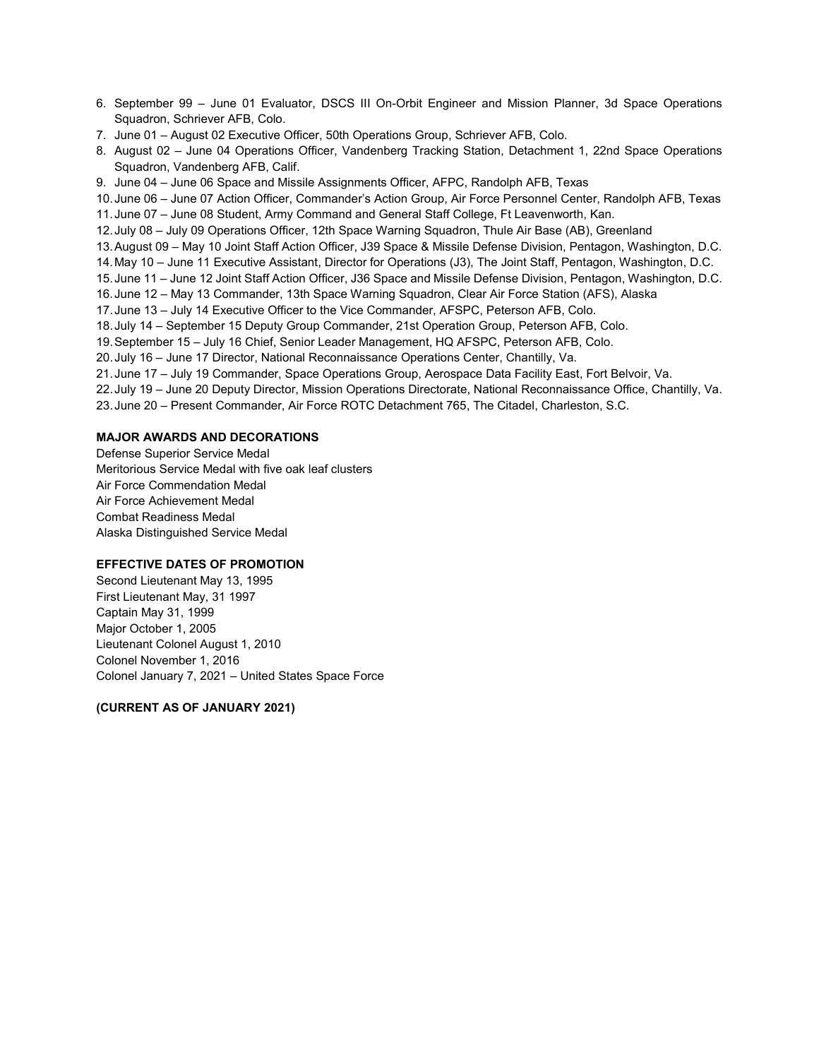6. September 99 – June 01 Evaluator, DSCS III On-Orbit Engineer and Mission Planner, 3d Space Operations Squadron, Schriever AFB, Colo.
7. June 01 – August 02 Executive Officer, 50th Operations Group, Schriever AFB, Colo.
8. August 02 – June 04 Operations Officer, Vandenberg Tracking Station, Detachment 1, 22nd Space Operations Squadron, Vandenberg AFB, Calif.
9. June 04 – June 06 Space and Missile Assignments Officer, AFPC, Randolph AFB, Texas
10. June 06 – June 07 Action Officer, Commander's Action Group, Air Force Personnel Center, Randolph AFB, Texas
11. June 07 – June 08 Student, Army Command and General Staff College, Ft Leavenworth, Kan.
12. July 08 – July 09 Operations Officer, 12th Space Warning Squadron, Thule Air Base (AB), Greenland
13. August 09 – May 10 Joint Staff Action Officer, J39 Space & Missile Defense Division, Pentagon, Washington, D.C.
14. May 10 – June 11 Executive Assistant, Director for Operations (J3), The Joint Staff, Pentagon, Washington, D.C.
15. June 11 – June 12 Joint Staff Action Officer, J36 Space and Missile Defense Division, Pentagon, Washington, D.C.
16. June 12 – May 13 Commander, 13th Space Warning Squadron, Clear Air Force Station (AFS), Alaska
17. June 13 – July 14 Executive Officer to the Vice Commander, AFSPC, Peterson AFB, Colo.
18. July 14 – September 15 Deputy Group Commander, 21st Operation Group, Peterson AFB, Colo.
19. September 15 – July 16 Chief, Senior Leader Management, HQ AFSPC, Peterson AFB, Colo.
20. July 16 – June 17 Director, National Reconnaissance Operations Center, Chantilly, Va.
21. June 17 – July 19 Commander, Space Operations Group, Aerospace Data Facility East, Fort Belvoir, Va.
22. July 19 – June 20 Deputy Director, Mission Operations Directorate, National Reconnaissance Office, Chantilly, Va.
23. June 20 – Present Commander, Air Force ROTC Detachment 765, The Citadel, Charleston, S.C.

**MAJOR AWARDS AND DECORATIONS**

Defense Superior Service Medal
Meritorious Service Medal with five oak leaf clusters
Air Force Commendation Medal
Air Force Achievement Medal
Combat Readiness Medal
Alaska Distinguished Service Medal

**EFFECTIVE DATES OF PROMOTION**

Second Lieutenant May 13, 1995
First Lieutenant May, 31 1997
Captain May 31, 1999
Major October 1, 2005
Lieutenant Colonel August 1, 2010
Colonel November 1, 2016
Colonel January 7, 2021 – United States Space Force

**(CURRENT AS OF JANUARY 2021)**